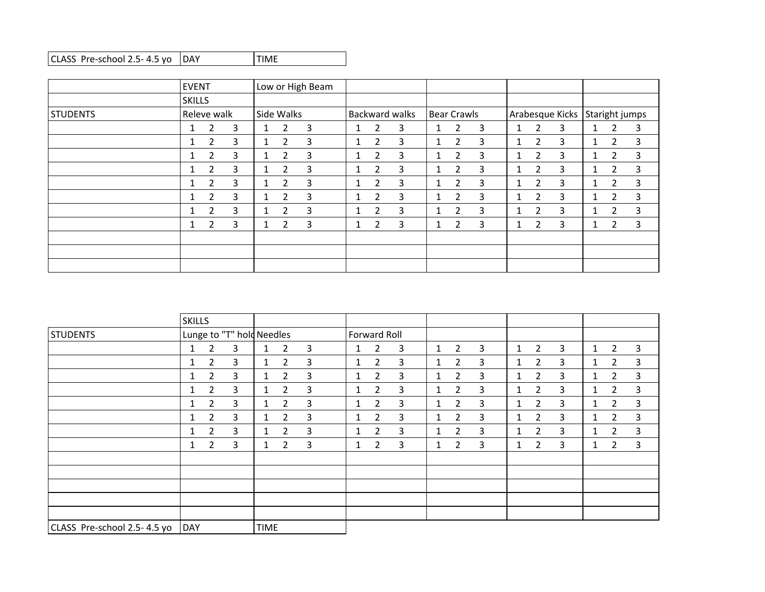| CLASS Pre-school 2.5- 4.5 yo | DAY | TIME |
|---|---|---|

| | EVENT | Low or High Beam | | | | |
|---|---|---|---|---|---|---|
| | SKILLS | | | | | |
| STUDENTS | Releve walk | Side Walks | Backward walks | Bear Crawls | Arabesque Kicks | Staright jumps |
| | 1 2 3 | 1 2 3 | 1 2 3 | 1 2 3 | 1 2 3 | 1 2 3 |
| | 1 2 3 | 1 2 3 | 1 2 3 | 1 2 3 | 1 2 3 | 1 2 3 |
| | 1 2 3 | 1 2 3 | 1 2 3 | 1 2 3 | 1 2 3 | 1 2 3 |
| | 1 2 3 | 1 2 3 | 1 2 3 | 1 2 3 | 1 2 3 | 1 2 3 |
| | 1 2 3 | 1 2 3 | 1 2 3 | 1 2 3 | 1 2 3 | 1 2 3 |
| | 1 2 3 | 1 2 3 | 1 2 3 | 1 2 3 | 1 2 3 | 1 2 3 |
| | 1 2 3 | 1 2 3 | 1 2 3 | 1 2 3 | 1 2 3 | 1 2 3 |
| | 1 2 3 | 1 2 3 | 1 2 3 | 1 2 3 | 1 2 3 | 1 2 3 |
| | | | | | | |
| | | | | | | |
| | | | | | | |

| | SKILLS | | | | | |
|---|---|---|---|---|---|---|
| STUDENTS | Lunge to "T" hold | Needles | Forward Roll | | | |
| | 1 2 3 | 1 2 3 | 1 2 3 | 1 2 3 | 1 2 3 | 1 2 3 |
| | 1 2 3 | 1 2 3 | 1 2 3 | 1 2 3 | 1 2 3 | 1 2 3 |
| | 1 2 3 | 1 2 3 | 1 2 3 | 1 2 3 | 1 2 3 | 1 2 3 |
| | 1 2 3 | 1 2 3 | 1 2 3 | 1 2 3 | 1 2 3 | 1 2 3 |
| | 1 2 3 | 1 2 3 | 1 2 3 | 1 2 3 | 1 2 3 | 1 2 3 |
| | 1 2 3 | 1 2 3 | 1 2 3 | 1 2 3 | 1 2 3 | 1 2 3 |
| | 1 2 3 | 1 2 3 | 1 2 3 | 1 2 3 | 1 2 3 | 1 2 3 |
| | 1 2 3 | 1 2 3 | 1 2 3 | 1 2 3 | 1 2 3 | 1 2 3 |
| | | | | | | |
| | | | | | | |
| | | | | | | |
| | | | | | | |
| | | | | | | |

| CLASS Pre-school 2.5- 4.5 yo | DAY | TIME |
|---|---|---|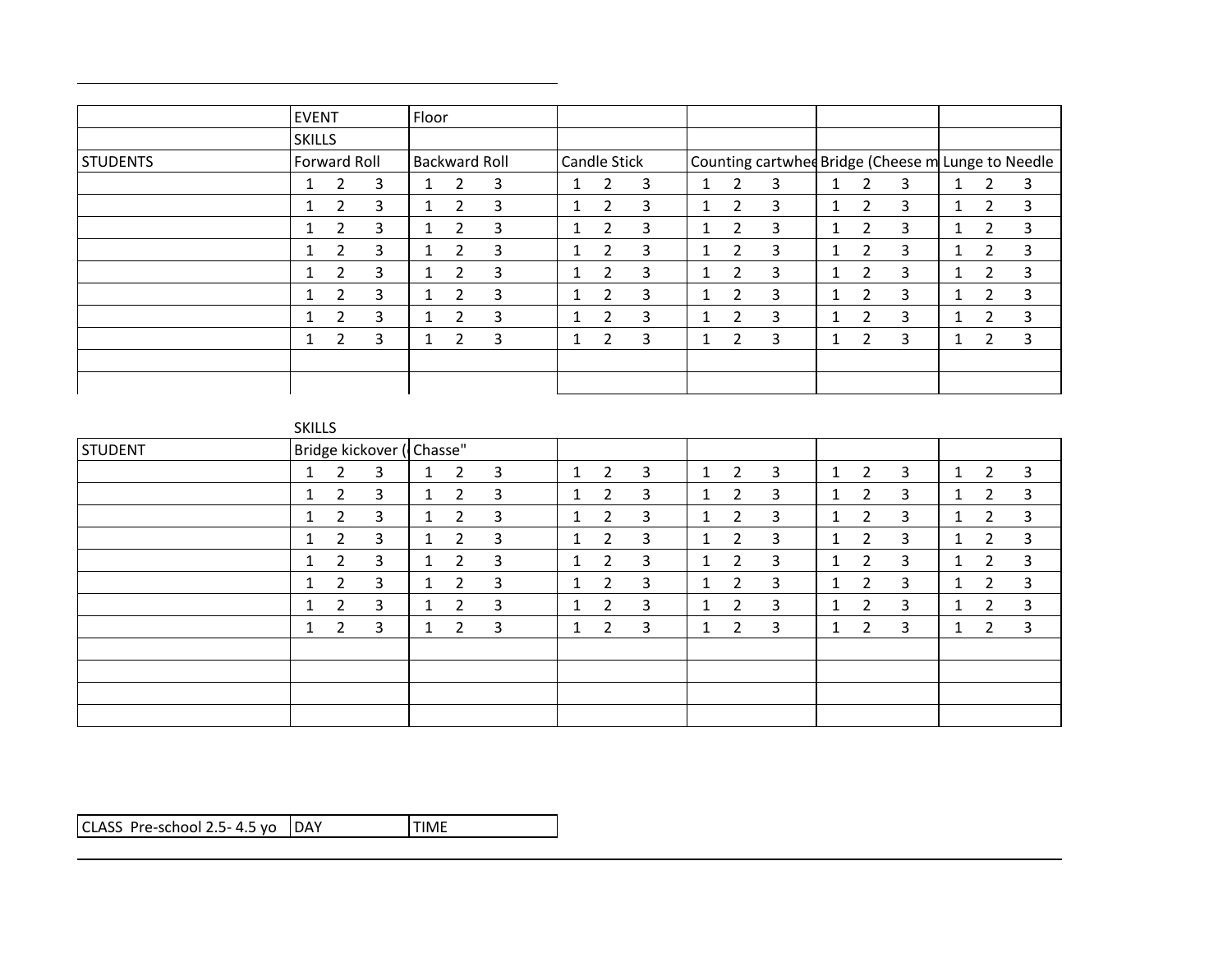| | EVENT | Floor | | | | |
|---|---|---|---|---|---|---|
| | SKILLS | | | | | |
| STUDENTS | Forward Roll | Backward Roll | Candle Stick | Counting cartwhee | Bridge (Cheese m | Lunge to Needle |
| | 1 2 3 | 1 2 3 | 1 2 3 | 1 2 3 | 1 2 3 | 1 2 3 |
| | 1 2 3 | 1 2 3 | 1 2 3 | 1 2 3 | 1 2 3 | 1 2 3 |
| | 1 2 3 | 1 2 3 | 1 2 3 | 1 2 3 | 1 2 3 | 1 2 3 |
| | 1 2 3 | 1 2 3 | 1 2 3 | 1 2 3 | 1 2 3 | 1 2 3 |
| | 1 2 3 | 1 2 3 | 1 2 3 | 1 2 3 | 1 2 3 | 1 2 3 |
| | 1 2 3 | 1 2 3 | 1 2 3 | 1 2 3 | 1 2 3 | 1 2 3 |
| | 1 2 3 | 1 2 3 | 1 2 3 | 1 2 3 | 1 2 3 | 1 2 3 |
| | 1 2 3 | 1 2 3 | 1 2 3 | 1 2 3 | 1 2 3 | 1 2 3 |
| | | | | | | |
| | | | | | | |

| | SKILLS | | | | | |
|---|---|---|---|---|---|---|
| STUDENT | Bridge kickover ( | Chasse" | | | | |
| | 1 2 3 | 1 2 3 | 1 2 3 | 1 2 3 | 1 2 3 | 1 2 3 |
| | 1 2 3 | 1 2 3 | 1 2 3 | 1 2 3 | 1 2 3 | 1 2 3 |
| | 1 2 3 | 1 2 3 | 1 2 3 | 1 2 3 | 1 2 3 | 1 2 3 |
| | 1 2 3 | 1 2 3 | 1 2 3 | 1 2 3 | 1 2 3 | 1 2 3 |
| | 1 2 3 | 1 2 3 | 1 2 3 | 1 2 3 | 1 2 3 | 1 2 3 |
| | 1 2 3 | 1 2 3 | 1 2 3 | 1 2 3 | 1 2 3 | 1 2 3 |
| | 1 2 3 | 1 2 3 | 1 2 3 | 1 2 3 | 1 2 3 | 1 2 3 |
| | 1 2 3 | 1 2 3 | 1 2 3 | 1 2 3 | 1 2 3 | 1 2 3 |
| | | | | | | |
| | | | | | | |
| | | | | | | |
| | | | | | | |

| CLASS Pre-school 2.5- 4.5 yo | DAY | TIME |
|---|---|---|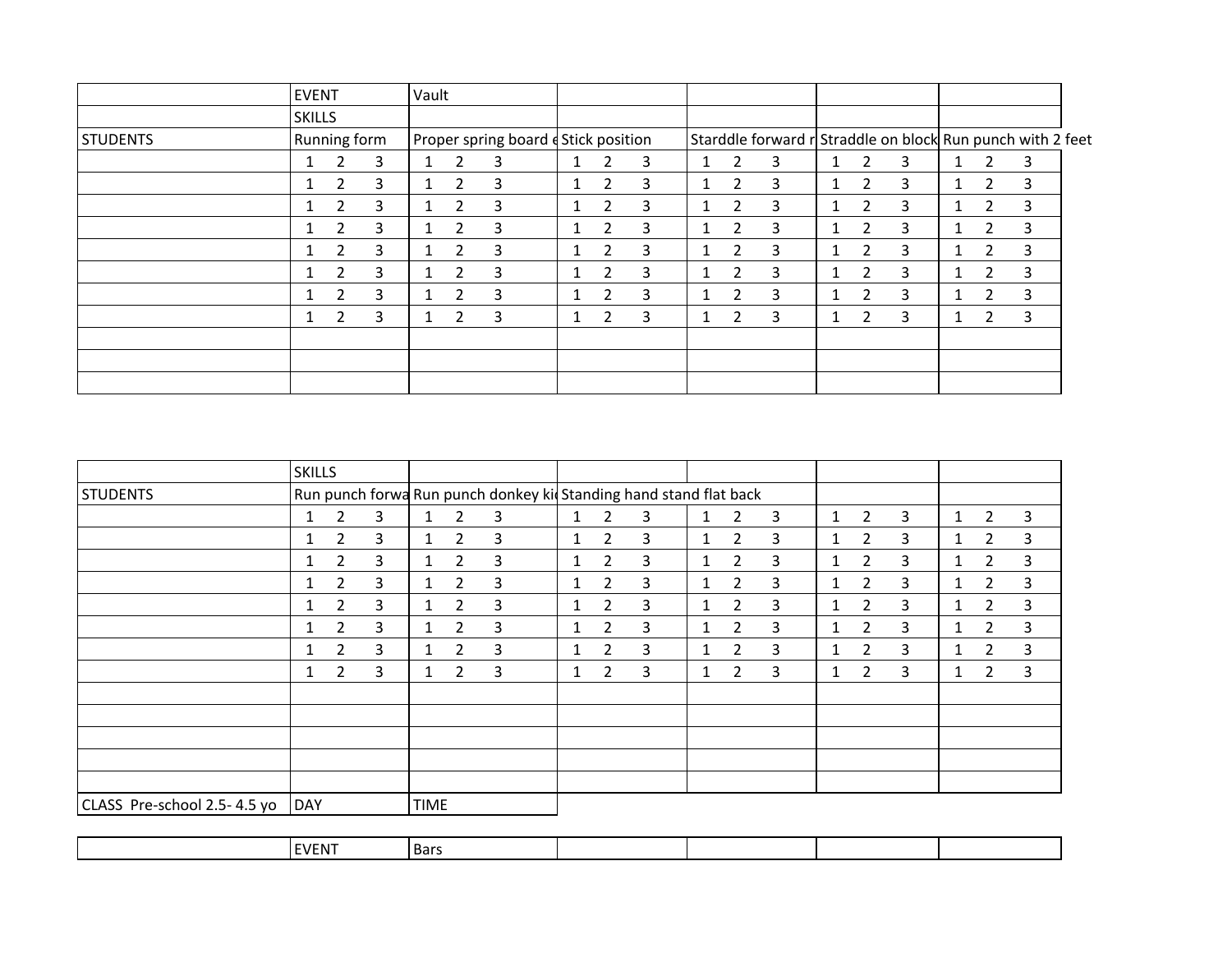| | EVENT | Vault | | | | |
|---|---|---|---|---|---|---|
| | SKILLS | | | | | |
| STUDENTS | Running form | Proper spring board e | Stick position | Starddle forward r | Straddle on block | Run punch with 2 feet |
| | 1 2 3 | 1 2 3 | 1 2 3 | 1 2 3 | 1 2 3 | 1 2 3 |
| | 1 2 3 | 1 2 3 | 1 2 3 | 1 2 3 | 1 2 3 | 1 2 3 |
| | 1 2 3 | 1 2 3 | 1 2 3 | 1 2 3 | 1 2 3 | 1 2 3 |
| | 1 2 3 | 1 2 3 | 1 2 3 | 1 2 3 | 1 2 3 | 1 2 3 |
| | 1 2 3 | 1 2 3 | 1 2 3 | 1 2 3 | 1 2 3 | 1 2 3 |
| | 1 2 3 | 1 2 3 | 1 2 3 | 1 2 3 | 1 2 3 | 1 2 3 |
| | 1 2 3 | 1 2 3 | 1 2 3 | 1 2 3 | 1 2 3 | 1 2 3 |
| | 1 2 3 | 1 2 3 | 1 2 3 | 1 2 3 | 1 2 3 | 1 2 3 |
| | | | | | | |
| | | | | | | |
| | | | | | | |

| | SKILLS | | | | | |
|---|---|---|---|---|---|---|
| STUDENTS | Run punch forwa | Run punch donkey ki | Standing hand stand flat back | | | |
| | 1 2 3 | 1 2 3 | 1 2 3 | 1 2 3 | 1 2 3 | 1 2 3 |
| | 1 2 3 | 1 2 3 | 1 2 3 | 1 2 3 | 1 2 3 | 1 2 3 |
| | 1 2 3 | 1 2 3 | 1 2 3 | 1 2 3 | 1 2 3 | 1 2 3 |
| | 1 2 3 | 1 2 3 | 1 2 3 | 1 2 3 | 1 2 3 | 1 2 3 |
| | 1 2 3 | 1 2 3 | 1 2 3 | 1 2 3 | 1 2 3 | 1 2 3 |
| | 1 2 3 | 1 2 3 | 1 2 3 | 1 2 3 | 1 2 3 | 1 2 3 |
| | 1 2 3 | 1 2 3 | 1 2 3 | 1 2 3 | 1 2 3 | 1 2 3 |
| | 1 2 3 | 1 2 3 | 1 2 3 | 1 2 3 | 1 2 3 | 1 2 3 |
| | | | | | | |
| | | | | | | |
| | | | | | | |
| | | | | | | |
| | | | | | | |
| CLASS Pre-school 2.5- 4.5 yo | DAY | TIME | | | | |

| | EVENT | Bars | | | | |
|---|---|---|---|---|---|---|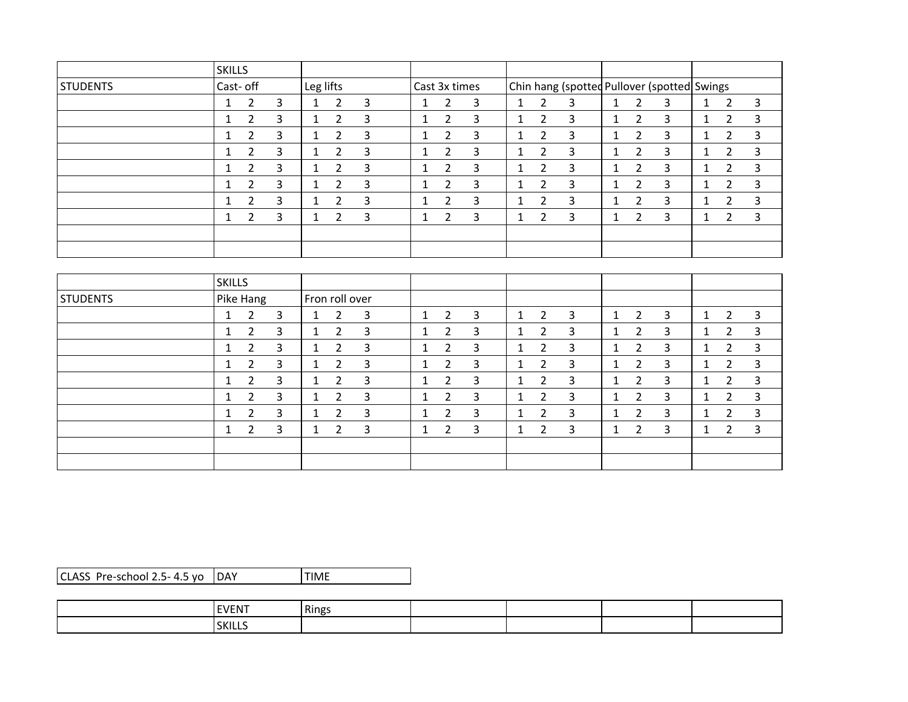| | SKILLS | | | | | |
|---|---|---|---|---|---|---|
| STUDENTS | Cast- off | Leg lifts | Cast 3x times | Chin hang (spotted | Pullover (spotted | Swings |
| | 1 2 3 | 1 2 3 | 1 2 3 | 1 2 3 | 1 2 3 | 1 2 3 |
| | 1 2 3 | 1 2 3 | 1 2 3 | 1 2 3 | 1 2 3 | 1 2 3 |
| | 1 2 3 | 1 2 3 | 1 2 3 | 1 2 3 | 1 2 3 | 1 2 3 |
| | 1 2 3 | 1 2 3 | 1 2 3 | 1 2 3 | 1 2 3 | 1 2 3 |
| | 1 2 3 | 1 2 3 | 1 2 3 | 1 2 3 | 1 2 3 | 1 2 3 |
| | 1 2 3 | 1 2 3 | 1 2 3 | 1 2 3 | 1 2 3 | 1 2 3 |
| | 1 2 3 | 1 2 3 | 1 2 3 | 1 2 3 | 1 2 3 | 1 2 3 |
| | 1 2 3 | 1 2 3 | 1 2 3 | 1 2 3 | 1 2 3 | 1 2 3 |
| | | | | | | |
| | | | | | | |

| | SKILLS | | | | | |
|---|---|---|---|---|---|---|
| STUDENTS | Pike Hang | Fron roll over | | | | |
| | 1 2 3 | 1 2 3 | 1 2 3 | 1 2 3 | 1 2 3 | 1 2 3 |
| | 1 2 3 | 1 2 3 | 1 2 3 | 1 2 3 | 1 2 3 | 1 2 3 |
| | 1 2 3 | 1 2 3 | 1 2 3 | 1 2 3 | 1 2 3 | 1 2 3 |
| | 1 2 3 | 1 2 3 | 1 2 3 | 1 2 3 | 1 2 3 | 1 2 3 |
| | 1 2 3 | 1 2 3 | 1 2 3 | 1 2 3 | 1 2 3 | 1 2 3 |
| | 1 2 3 | 1 2 3 | 1 2 3 | 1 2 3 | 1 2 3 | 1 2 3 |
| | 1 2 3 | 1 2 3 | 1 2 3 | 1 2 3 | 1 2 3 | 1 2 3 |
| | 1 2 3 | 1 2 3 | 1 2 3 | 1 2 3 | 1 2 3 | 1 2 3 |
| | | | | | | |
| | | | | | | |

| CLASS Pre-school 2.5- 4.5 yo | DAY | TIME |
|---|---|---|

| | EVENT | Rings | | | | |
|---|---|---|---|---|---|---|
| | SKILLS | | | | | |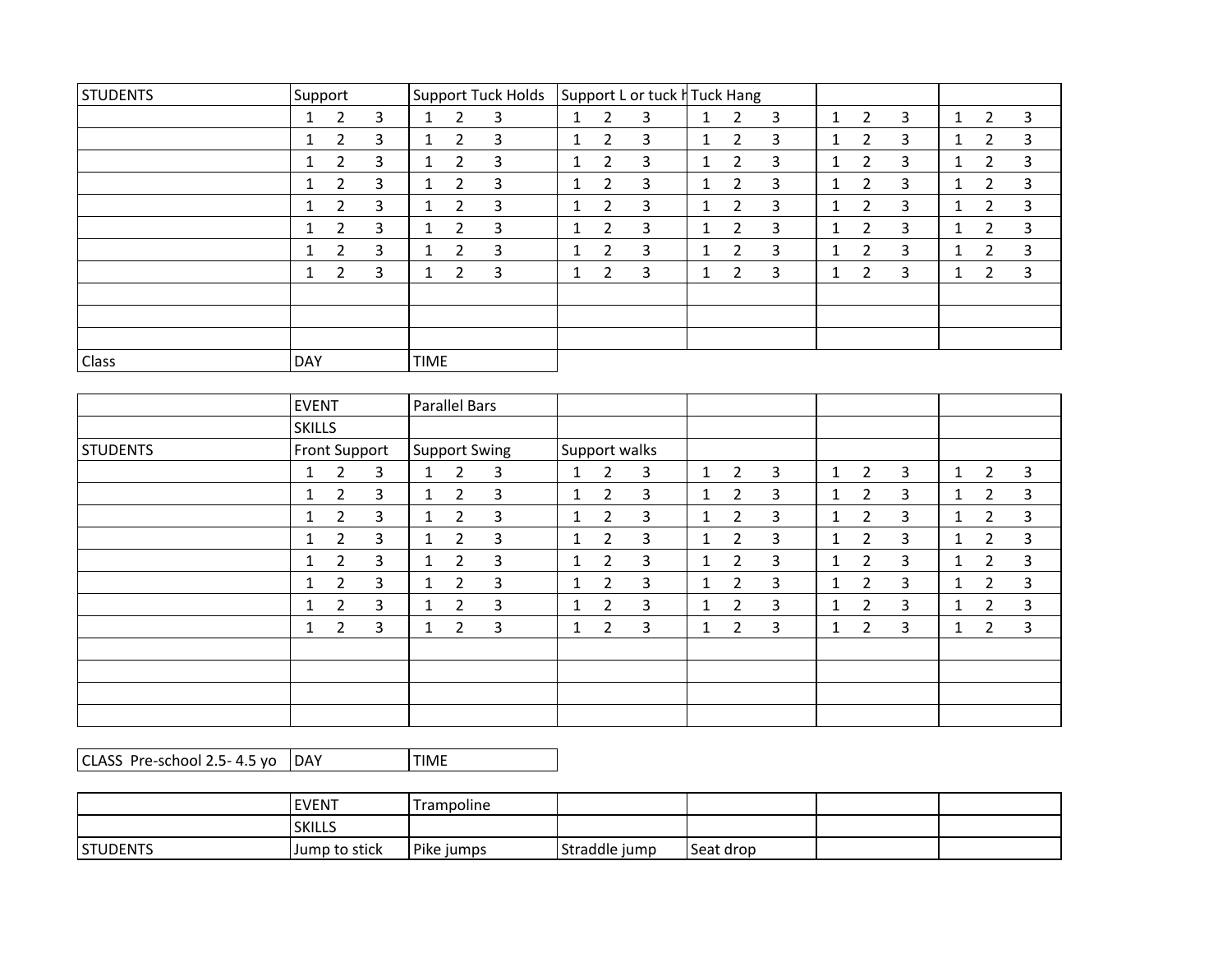| STUDENTS | Support | Support Tuck Holds | Support L or tuck h | Tuck Hang | | |
|---|---|---|---|---|---|---|
| | 1 2 3 | 1 2 3 | 1 2 3 | 1 2 3 | 1 2 3 | 1 2 3 |
| | 1 2 3 | 1 2 3 | 1 2 3 | 1 2 3 | 1 2 3 | 1 2 3 |
| | 1 2 3 | 1 2 3 | 1 2 3 | 1 2 3 | 1 2 3 | 1 2 3 |
| | 1 2 3 | 1 2 3 | 1 2 3 | 1 2 3 | 1 2 3 | 1 2 3 |
| | 1 2 3 | 1 2 3 | 1 2 3 | 1 2 3 | 1 2 3 | 1 2 3 |
| | 1 2 3 | 1 2 3 | 1 2 3 | 1 2 3 | 1 2 3 | 1 2 3 |
| | 1 2 3 | 1 2 3 | 1 2 3 | 1 2 3 | 1 2 3 | 1 2 3 |
| | 1 2 3 | 1 2 3 | 1 2 3 | 1 2 3 | 1 2 3 | 1 2 3 |
| | | | | | | |
| | | | | | | |
| | | | | | | |

| Class | DAY | TIME |
|---|---|---|

| | EVENT | Parallel Bars | | | | |
|---|---|---|---|---|---|---|
| | SKILLS | | | | | |
| STUDENTS | Front Support | Support Swing | Support walks | | | |
| | 1 2 3 | 1 2 3 | 1 2 3 | 1 2 3 | 1 2 3 | 1 2 3 |
| | 1 2 3 | 1 2 3 | 1 2 3 | 1 2 3 | 1 2 3 | 1 2 3 |
| | 1 2 3 | 1 2 3 | 1 2 3 | 1 2 3 | 1 2 3 | 1 2 3 |
| | 1 2 3 | 1 2 3 | 1 2 3 | 1 2 3 | 1 2 3 | 1 2 3 |
| | 1 2 3 | 1 2 3 | 1 2 3 | 1 2 3 | 1 2 3 | 1 2 3 |
| | 1 2 3 | 1 2 3 | 1 2 3 | 1 2 3 | 1 2 3 | 1 2 3 |
| | 1 2 3 | 1 2 3 | 1 2 3 | 1 2 3 | 1 2 3 | 1 2 3 |
| | 1 2 3 | 1 2 3 | 1 2 3 | 1 2 3 | 1 2 3 | 1 2 3 |
| | | | | | | |
| | | | | | | |
| | | | | | | |
| | | | | | | |

| CLASS Pre-school 2.5- 4.5 yo | DAY | TIME |
|---|---|---|

| | EVENT | Trampoline | | | | |
|---|---|---|---|---|---|---|
| | SKILLS | | | | | |
| STUDENTS | Jump to stick | Pike jumps | Straddle jump | Seat drop | | |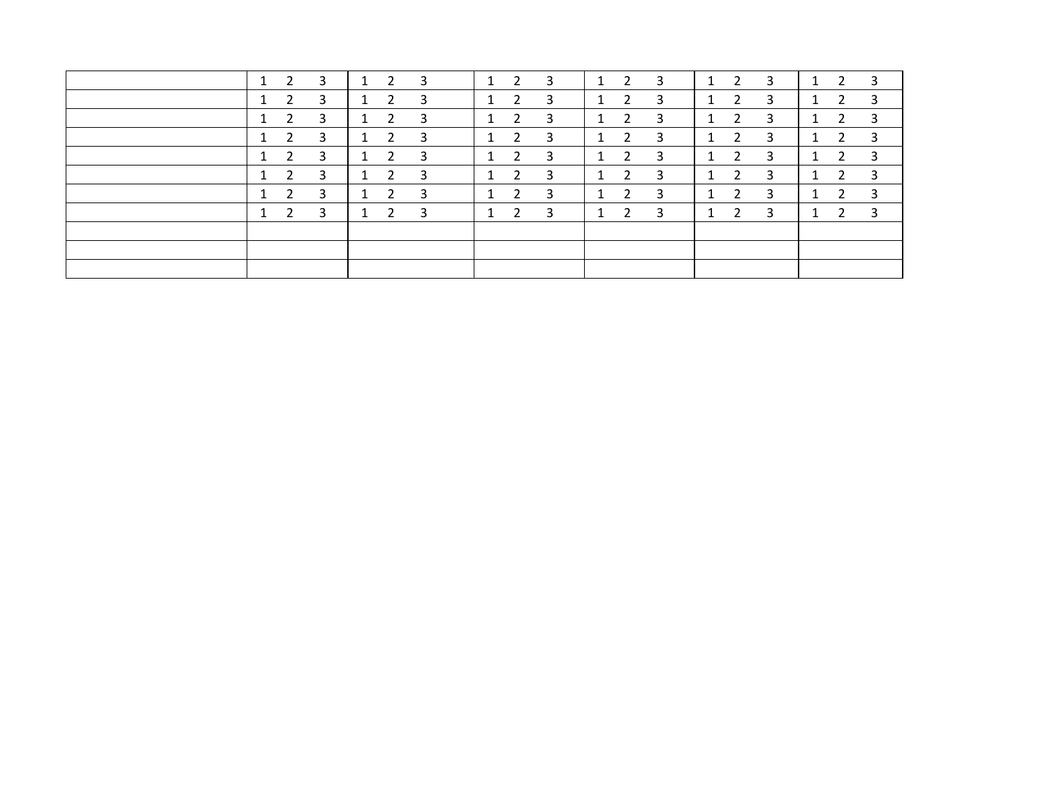| | | | | | | |
|---|---|---|---|---|---|---|
| | 1 2 3 | 1 2 3 | 1 2 3 | 1 2 3 | 1 2 3 | 1 2 3 |
| | 1 2 3 | 1 2 3 | 1 2 3 | 1 2 3 | 1 2 3 | 1 2 3 |
| | 1 2 3 | 1 2 3 | 1 2 3 | 1 2 3 | 1 2 3 | 1 2 3 |
| | 1 2 3 | 1 2 3 | 1 2 3 | 1 2 3 | 1 2 3 | 1 2 3 |
| | 1 2 3 | 1 2 3 | 1 2 3 | 1 2 3 | 1 2 3 | 1 2 3 |
| | 1 2 3 | 1 2 3 | 1 2 3 | 1 2 3 | 1 2 3 | 1 2 3 |
| | 1 2 3 | 1 2 3 | 1 2 3 | 1 2 3 | 1 2 3 | 1 2 3 |
| | 1 2 3 | 1 2 3 | 1 2 3 | 1 2 3 | 1 2 3 | 1 2 3 |
| | | | | | | |
| | | | | | | |
| | | | | | | |